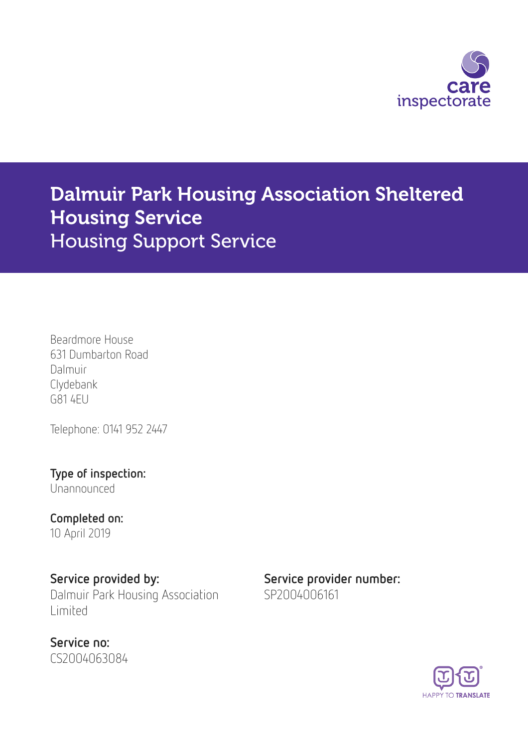care inspectorate

# Dalmuir Park Housing Association Sheltered Housing Service

## Housing Support Service

Beardmore House
631 Dumbarton Road
Dalmuir
Clydebank
G81 4EU

Telephone: 0141 952 2447

**Type of inspection:**
Unannounced

**Completed on:**
10 April 2019

**Service provided by:**
Dalmuir Park Housing Association Limited

**Service provider number:**
SP2004006161

**Service no:**
CS2004063084

HAPPY TO TRANSLATE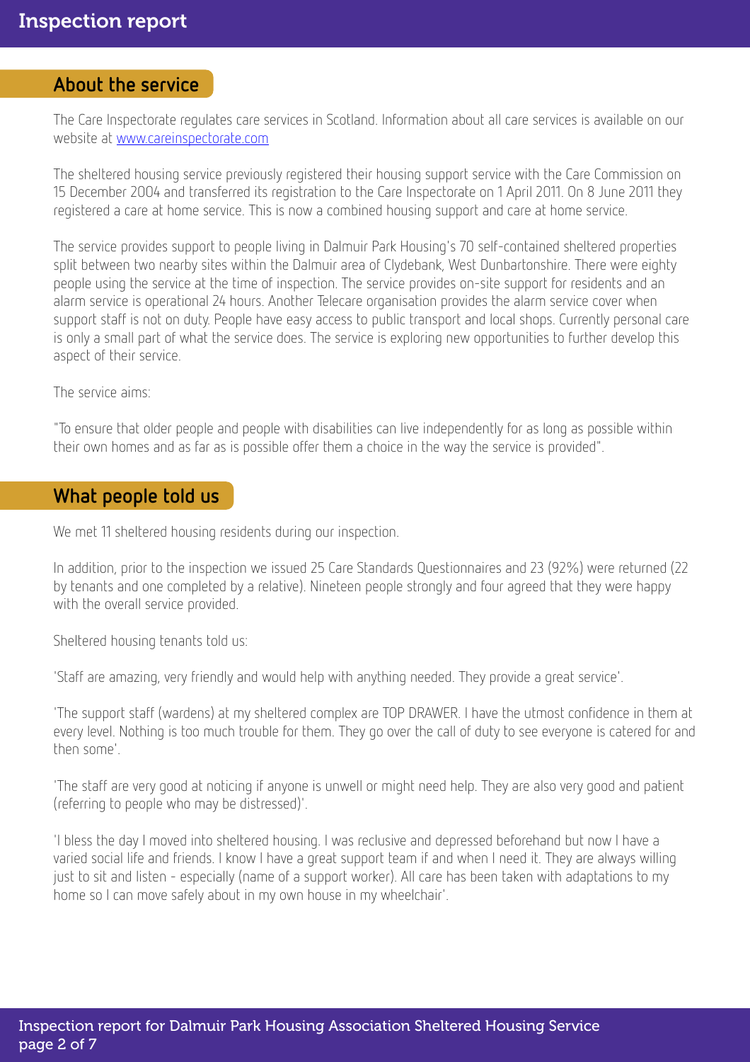## About the service

The Care Inspectorate regulates care services in Scotland. Information about all care services is available on our website at www.careinspectorate.com

The sheltered housing service previously registered their housing support service with the Care Commission on 15 December 2004 and transferred its registration to the Care Inspectorate on 1 April 2011. On 8 June 2011 they registered a care at home service. This is now a combined housing support and care at home service.

The service provides support to people living in Dalmuir Park Housing's 70 self-contained sheltered properties split between two nearby sites within the Dalmuir area of Clydebank, West Dunbartonshire. There were eighty people using the service at the time of inspection. The service provides on-site support for residents and an alarm service is operational 24 hours. Another Telecare organisation provides the alarm service cover when support staff is not on duty. People have easy access to public transport and local shops. Currently personal care is only a small part of what the service does. The service is exploring new opportunities to further develop this aspect of their service.

The service aims:

"To ensure that older people and people with disabilities can live independently for as long as possible within their own homes and as far as is possible offer them a choice in the way the service is provided".

## What people told us

We met 11 sheltered housing residents during our inspection.

In addition, prior to the inspection we issued 25 Care Standards Questionnaires and 23 (92%) were returned (22 by tenants and one completed by a relative). Nineteen people strongly and four agreed that they were happy with the overall service provided.

Sheltered housing tenants told us:

'Staff are amazing, very friendly and would help with anything needed. They provide a great service'.

'The support staff (wardens) at my sheltered complex are TOP DRAWER. I have the utmost confidence in them at every level. Nothing is too much trouble for them. They go over the call of duty to see everyone is catered for and then some'.

'The staff are very good at noticing if anyone is unwell or might need help. They are also very good and patient (referring to people who may be distressed)'.

'I bless the day I moved into sheltered housing. I was reclusive and depressed beforehand but now I have a varied social life and friends. I know I have a great support team if and when I need it. They are always willing just to sit and listen - especially (name of a support worker). All care has been taken with adaptations to my home so I can move safely about in my own house in my wheelchair'.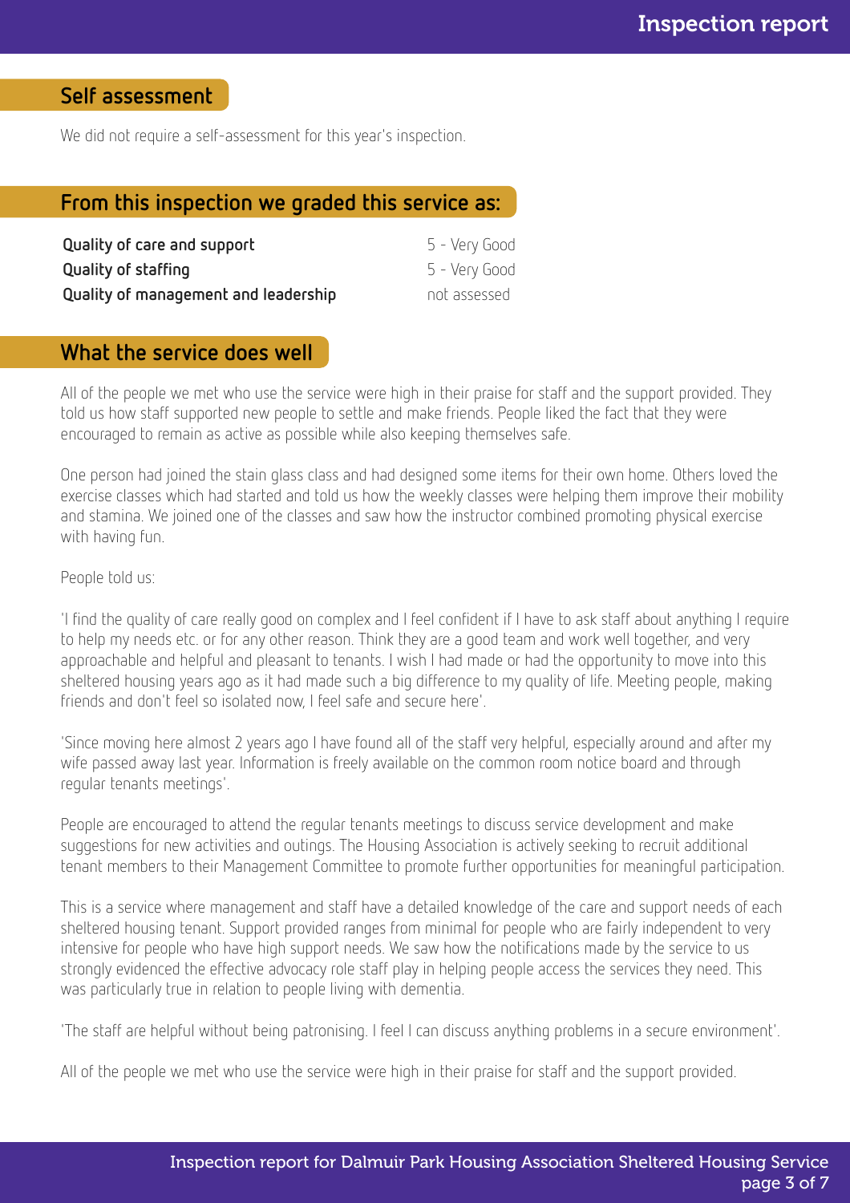## Self assessment

We did not require a self-assessment for this year's inspection.

## From this inspection we graded this service as:

| | |
|---|---|
| **Quality of care and support** | 5 - Very Good |
| **Quality of staffing** | 5 - Very Good |
| **Quality of management and leadership** | not assessed |

## What the service does well

All of the people we met who use the service were high in their praise for staff and the support provided. They told us how staff supported new people to settle and make friends. People liked the fact that they were encouraged to remain as active as possible while also keeping themselves safe.

One person had joined the stain glass class and had designed some items for their own home. Others loved the exercise classes which had started and told us how the weekly classes were helping them improve their mobility and stamina. We joined one of the classes and saw how the instructor combined promoting physical exercise with having fun.

People told us:

'I find the quality of care really good on complex and I feel confident if I have to ask staff about anything I require to help my needs etc. or for any other reason. Think they are a good team and work well together, and very approachable and helpful and pleasant to tenants. I wish I had made or had the opportunity to move into this sheltered housing years ago as it had made such a big difference to my quality of life. Meeting people, making friends and don't feel so isolated now, I feel safe and secure here'.

'Since moving here almost 2 years ago I have found all of the staff very helpful, especially around and after my wife passed away last year. Information is freely available on the common room notice board and through regular tenants meetings'.

People are encouraged to attend the regular tenants meetings to discuss service development and make suggestions for new activities and outings. The Housing Association is actively seeking to recruit additional tenant members to their Management Committee to promote further opportunities for meaningful participation.

This is a service where management and staff have a detailed knowledge of the care and support needs of each sheltered housing tenant. Support provided ranges from minimal for people who are fairly independent to very intensive for people who have high support needs. We saw how the notifications made by the service to us strongly evidenced the effective advocacy role staff play in helping people access the services they need. This was particularly true in relation to people living with dementia.

'The staff are helpful without being patronising. I feel I can discuss anything problems in a secure environment'.

All of the people we met who use the service were high in their praise for staff and the support provided.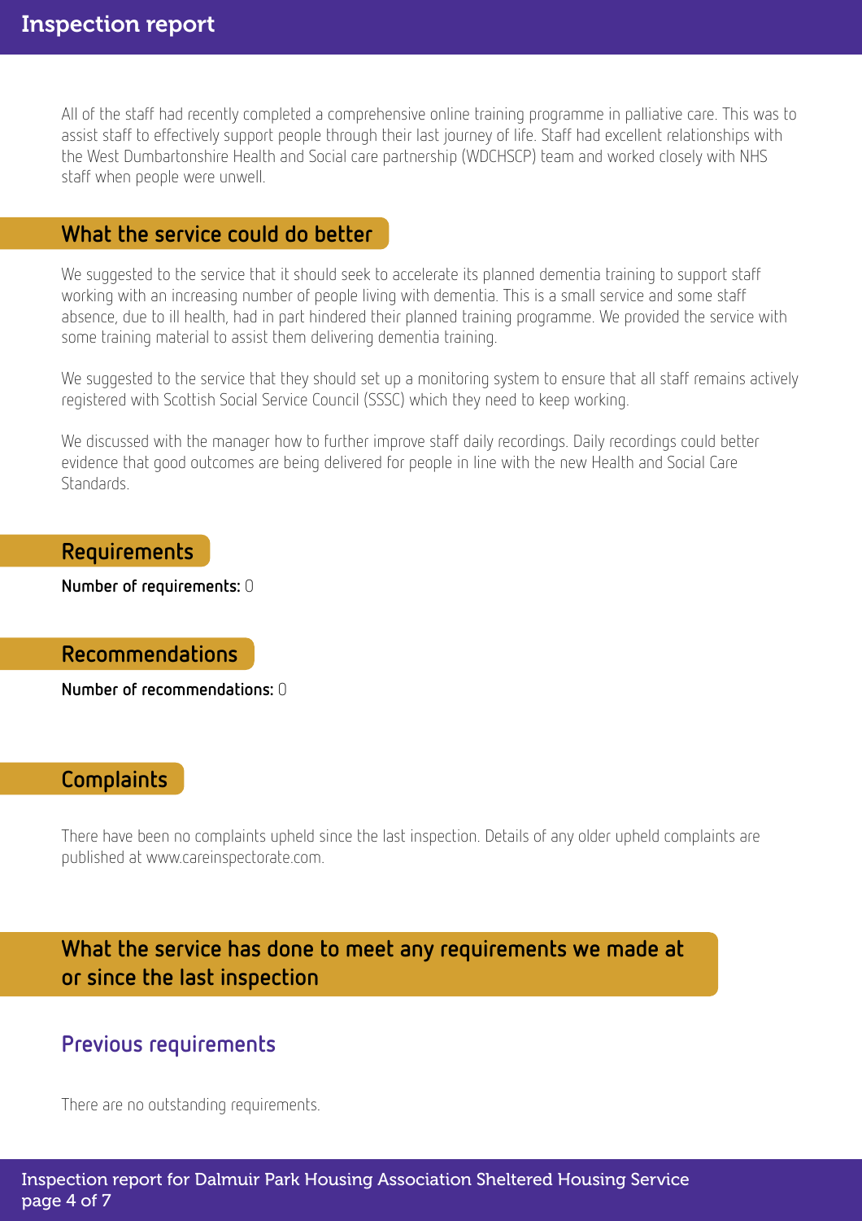All of the staff had recently completed a comprehensive online training programme in palliative care. This was to assist staff to effectively support people through their last journey of life. Staff had excellent relationships with the West Dumbartonshire Health and Social care partnership (WDCHSCP) team and worked closely with NHS staff when people were unwell.

## What the service could do better

We suggested to the service that it should seek to accelerate its planned dementia training to support staff working with an increasing number of people living with dementia. This is a small service and some staff absence, due to ill health, had in part hindered their planned training programme. We provided the service with some training material to assist them delivering dementia training.

We suggested to the service that they should set up a monitoring system to ensure that all staff remains actively registered with Scottish Social Service Council (SSSC) which they need to keep working.

We discussed with the manager how to further improve staff daily recordings. Daily recordings could better evidence that good outcomes are being delivered for people in line with the new Health and Social Care Standards.

## Requirements

**Number of requirements:** 0

## Recommendations

**Number of recommendations:** 0

## Complaints

There have been no complaints upheld since the last inspection. Details of any older upheld complaints are published at www.careinspectorate.com.

## What the service has done to meet any requirements we made at or since the last inspection

### Previous requirements

There are no outstanding requirements.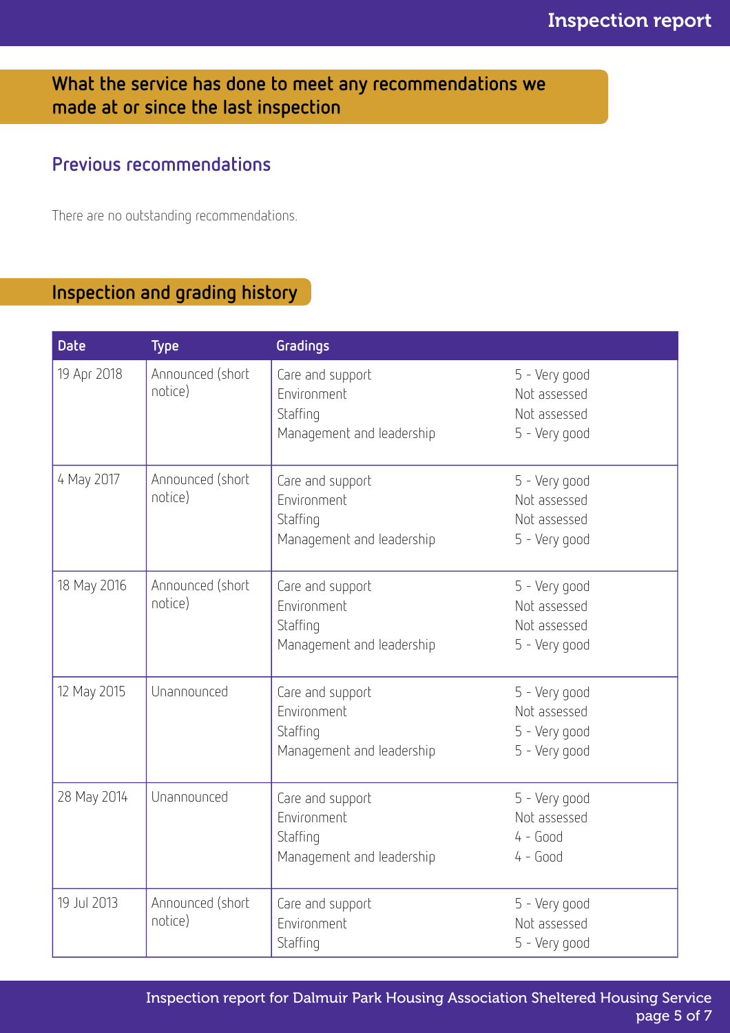## What the service has done to meet any recommendations we made at or since the last inspection

### Previous recommendations

There are no outstanding recommendations.

## Inspection and grading history

| Date | Type | Gradings | |
|---|---|---|---|
| 19 Apr 2018 | Announced (short notice) | Care and support<br>Environment<br>Staffing<br>Management and leadership | 5 - Very good<br>Not assessed<br>Not assessed<br>5 - Very good |
| 4 May 2017 | Announced (short notice) | Care and support<br>Environment<br>Staffing<br>Management and leadership | 5 - Very good<br>Not assessed<br>Not assessed<br>5 - Very good |
| 18 May 2016 | Announced (short notice) | Care and support<br>Environment<br>Staffing<br>Management and leadership | 5 - Very good<br>Not assessed<br>Not assessed<br>5 - Very good |
| 12 May 2015 | Unannounced | Care and support<br>Environment<br>Staffing<br>Management and leadership | 5 - Very good<br>Not assessed<br>5 - Very good<br>5 - Very good |
| 28 May 2014 | Unannounced | Care and support<br>Environment<br>Staffing<br>Management and leadership | 5 - Very good<br>Not assessed<br>4 - Good<br>4 - Good |
| 19 Jul 2013 | Announced (short notice) | Care and support<br>Environment<br>Staffing | 5 - Very good<br>Not assessed<br>5 - Very good |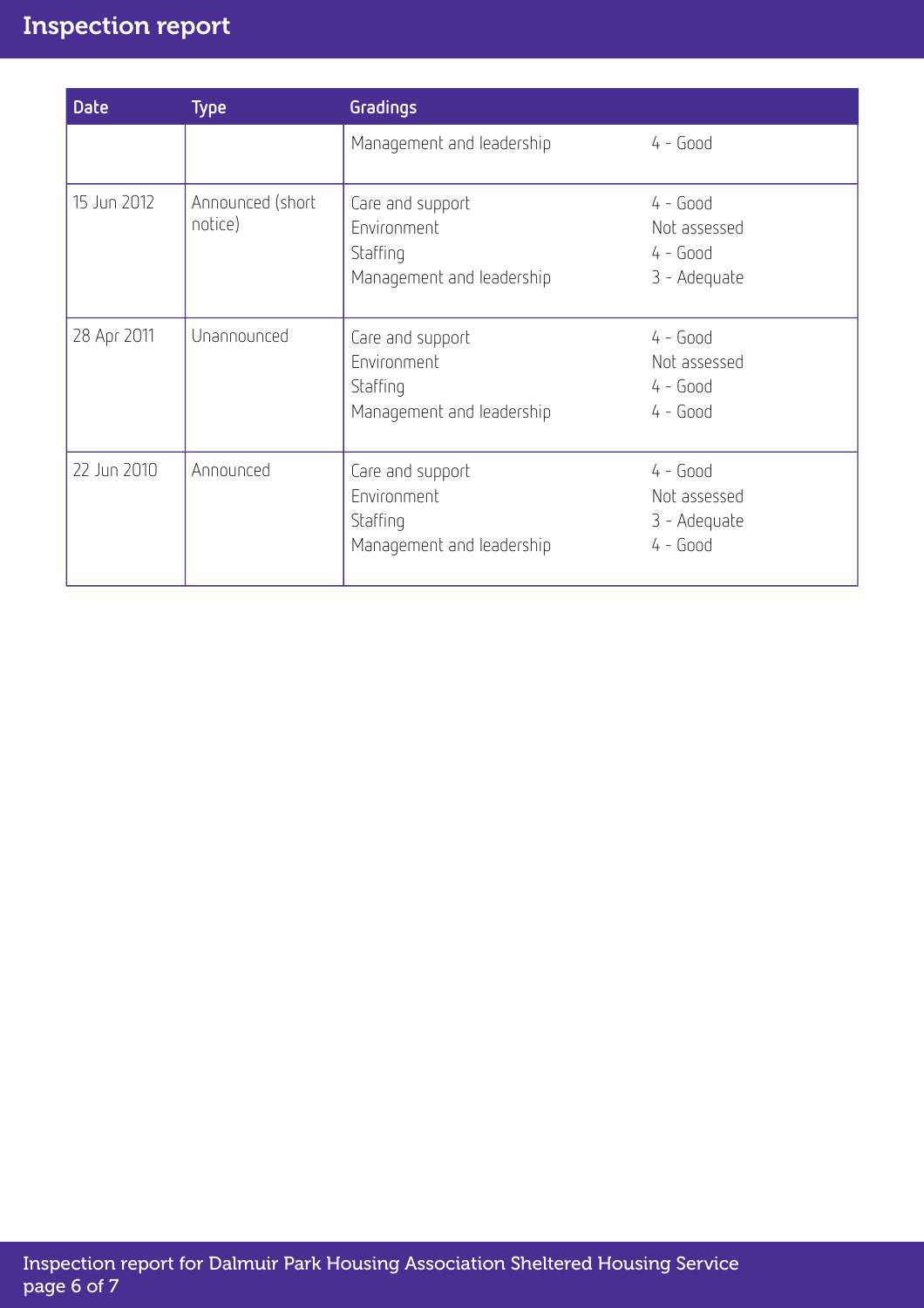| Date | Type | Gradings | |
|---|---|---|---|
| | | Management and leadership | 4 - Good |
| 15 Jun 2012 | Announced (short notice) | Care and support<br>Environment<br>Staffing<br>Management and leadership | 4 - Good<br>Not assessed<br>4 - Good<br>3 - Adequate |
| 28 Apr 2011 | Unannounced | Care and support<br>Environment<br>Staffing<br>Management and leadership | 4 - Good<br>Not assessed<br>4 - Good<br>4 - Good |
| 22 Jun 2010 | Announced | Care and support<br>Environment<br>Staffing<br>Management and leadership | 4 - Good<br>Not assessed<br>3 - Adequate<br>4 - Good |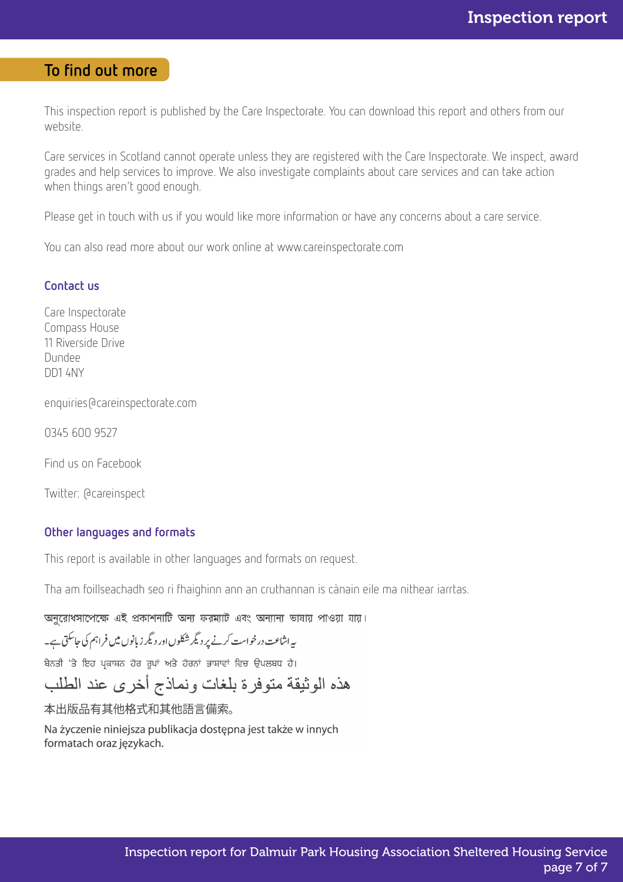## To find out more

This inspection report is published by the Care Inspectorate. You can download this report and others from our website.

Care services in Scotland cannot operate unless they are registered with the Care Inspectorate. We inspect, award grades and help services to improve. We also investigate complaints about care services and can take action when things aren't good enough.

Please get in touch with us if you would like more information or have any concerns about a care service.

You can also read more about our work online at www.careinspectorate.com

### Contact us

Care Inspectorate
Compass House
11 Riverside Drive
Dundee
DD1 4NY

enquiries@careinspectorate.com

0345 600 9527

Find us on Facebook

Twitter: @careinspect

### Other languages and formats

This report is available in other languages and formats on request.

Tha am foillseachadh seo ri fhaighinn ann an cruthannan is cànain eile ma nithear iarrtas.

অনুরোধসাপেক্ষে এই প্রকাশনাটি অন্য ফরম্যাট এবং অন্যান্য ভাষায় পাওয়া যায়।

یہ اشاعت درخواست کرنے پر دیگر شکلوں اور دیگر زبانوں میں فراہم کی جاسکتی ہے۔

ਬੇਨਤੀ 'ਤੇ ਇਹ ਪ੍ਰਕਾਸ਼ਨ ਹੋਰ ਰੂਪਾਂ ਅਤੇ ਹੋਰਨਾਂ ਭਾਸ਼ਾਵਾਂ ਵਿਚ ਉਪਲਬਧ ਹੈ।

هذه الوثيقة متوفرة بلغات ونماذج أخرى عند الطلب

本出版品有其他格式和其他語言備索。

Na życzenie niniejsza publikacja dostępna jest także w innych formatach oraz językach.